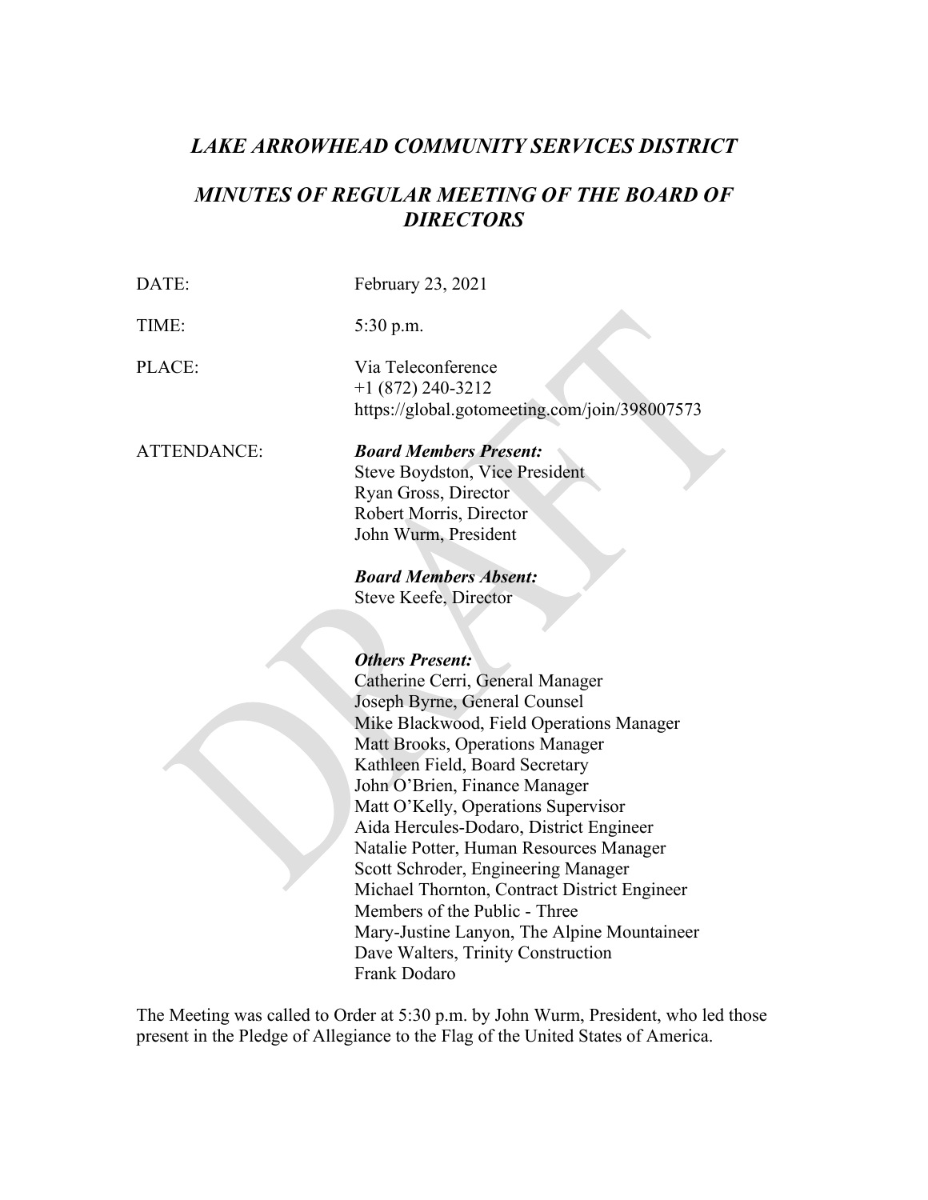# *LAKE ARROWHEAD COMMUNITY SERVICES DISTRICT*

## *MINUTES OF REGULAR MEETING OF THE BOARD OF DIRECTORS*

DATE: February 23, 2021

TIME: 5:30 p.m.

PLACE: Via Teleconference
+1 (872) 240-3212
https://global.gotomeeting.com/join/398007573

ATTENDANCE:

***Board Members Present:***
Steve Boydston, Vice President
Ryan Gross, Director
Robert Morris, Director
John Wurm, President

***Board Members Absent:***
Steve Keefe, Director

***Others Present:***
Catherine Cerri, General Manager
Joseph Byrne, General Counsel
Mike Blackwood, Field Operations Manager
Matt Brooks, Operations Manager
Kathleen Field, Board Secretary
John O'Brien, Finance Manager
Matt O'Kelly, Operations Supervisor
Aida Hercules-Dodaro, District Engineer
Natalie Potter, Human Resources Manager
Scott Schroder, Engineering Manager
Michael Thornton, Contract District Engineer
Members of the Public - Three
Mary-Justine Lanyon, The Alpine Mountaineer
Dave Walters, Trinity Construction
Frank Dodaro

The Meeting was called to Order at 5:30 p.m. by John Wurm, President, who led those present in the Pledge of Allegiance to the Flag of the United States of America.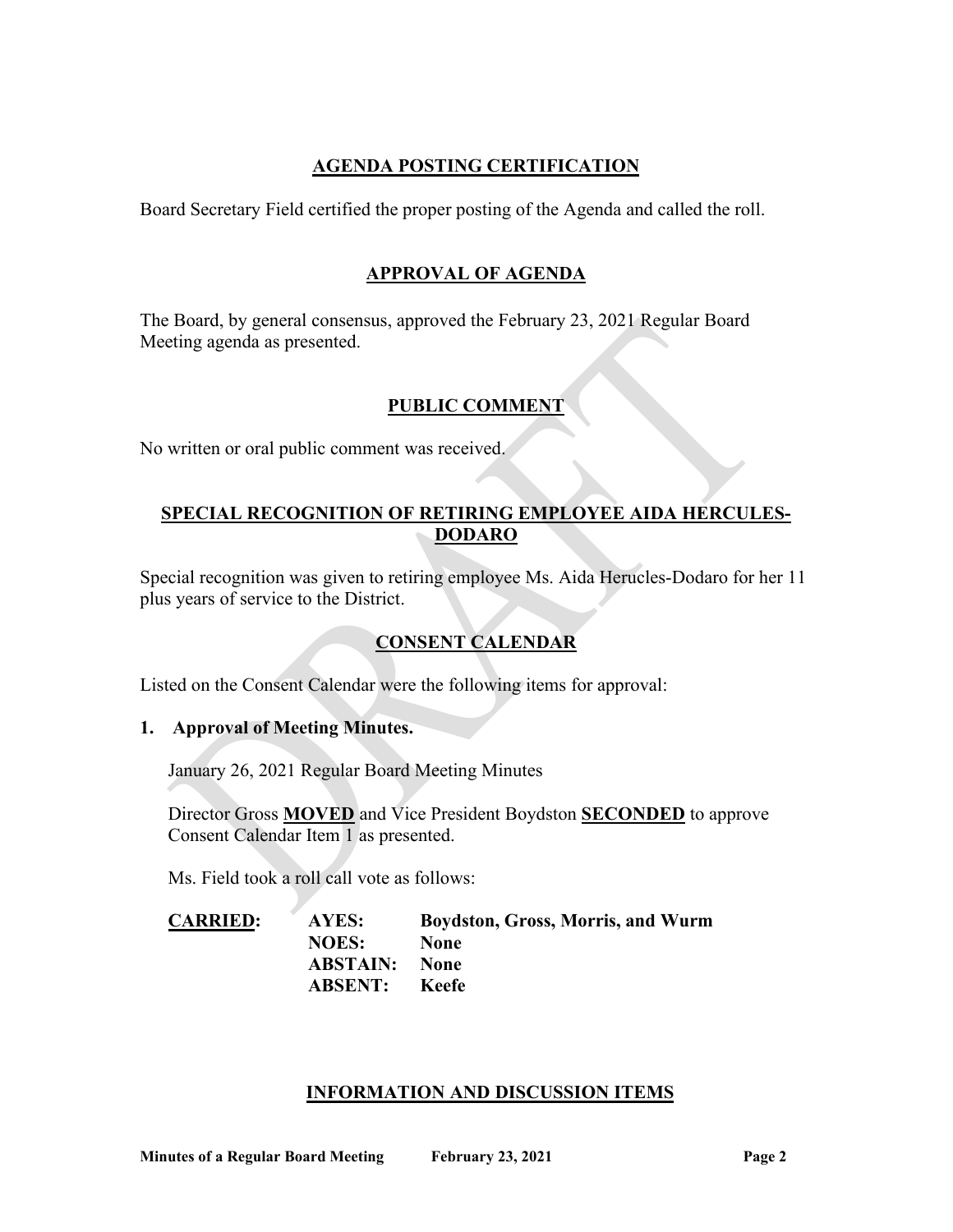## AGENDA POSTING CERTIFICATION

Board Secretary Field certified the proper posting of the Agenda and called the roll.

## APPROVAL OF AGENDA

The Board, by general consensus, approved the February 23, 2021 Regular Board Meeting agenda as presented.

## PUBLIC COMMENT

No written or oral public comment was received.

## SPECIAL RECOGNITION OF RETIRING EMPLOYEE AIDA HERCULES-DODARO

Special recognition was given to retiring employee Ms. Aida Herucles-Dodaro for her 11 plus years of service to the District.

## CONSENT CALENDAR

Listed on the Consent Calendar were the following items for approval:

**1. Approval of Meeting Minutes.**

January 26, 2021 Regular Board Meeting Minutes

Director Gross **MOVED** and Vice President Boydston **SECONDED** to approve Consent Calendar Item 1 as presented.

Ms. Field took a roll call vote as follows:

**CARRIED:** **AYES:** **Boydston, Gross, Morris, and Wurm**
**NOES:** **None**
**ABSTAIN:** **None**
**ABSENT:** **Keefe**

## INFORMATION AND DISCUSSION ITEMS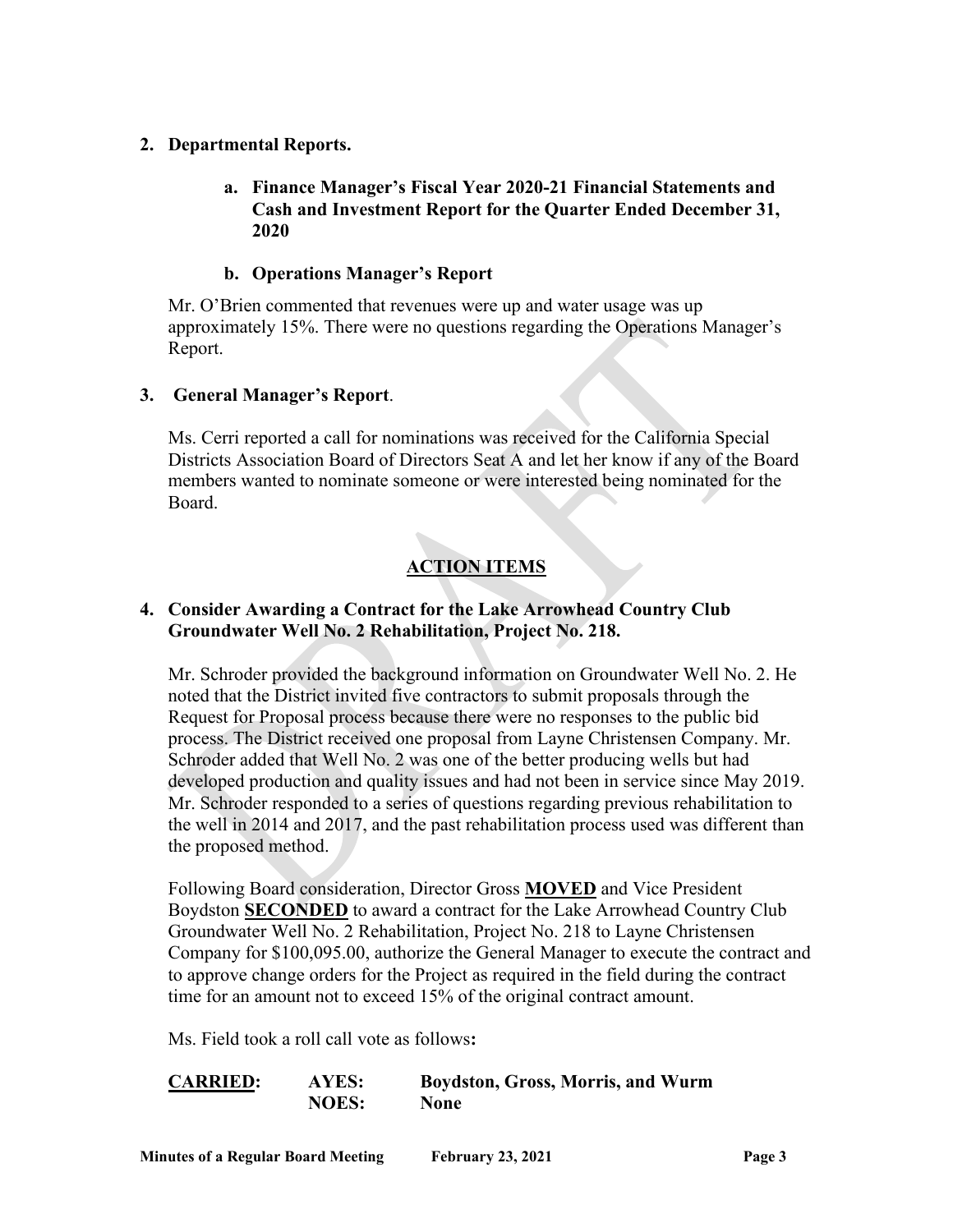**2. Departmental Reports.**

**a. Finance Manager's Fiscal Year 2020-21 Financial Statements and Cash and Investment Report for the Quarter Ended December 31, 2020**

**b. Operations Manager's Report**

Mr. O'Brien commented that revenues were up and water usage was up approximately 15%. There were no questions regarding the Operations Manager's Report.

**3. General Manager's Report**.

Ms. Cerri reported a call for nominations was received for the California Special Districts Association Board of Directors Seat A and let her know if any of the Board members wanted to nominate someone or were interested being nominated for the Board.

## ACTION ITEMS

**4. Consider Awarding a Contract for the Lake Arrowhead Country Club Groundwater Well No. 2 Rehabilitation, Project No. 218.**

Mr. Schroder provided the background information on Groundwater Well No. 2. He noted that the District invited five contractors to submit proposals through the Request for Proposal process because there were no responses to the public bid process. The District received one proposal from Layne Christensen Company. Mr. Schroder added that Well No. 2 was one of the better producing wells but had developed production and quality issues and had not been in service since May 2019. Mr. Schroder responded to a series of questions regarding previous rehabilitation to the well in 2014 and 2017, and the past rehabilitation process used was different than the proposed method.

Following Board consideration, Director Gross **MOVED** and Vice President Boydston **SECONDED** to award a contract for the Lake Arrowhead Country Club Groundwater Well No. 2 Rehabilitation, Project No. 218 to Layne Christensen Company for $100,095.00, authorize the General Manager to execute the contract and to approve change orders for the Project as required in the field during the contract time for an amount not to exceed 15% of the original contract amount.

Ms. Field took a roll call vote as follows**:**

| **CARRIED:** | **AYES:** | **Boydston, Gross, Morris, and Wurm** |
|---|---|---|
| | **NOES:** | **None** |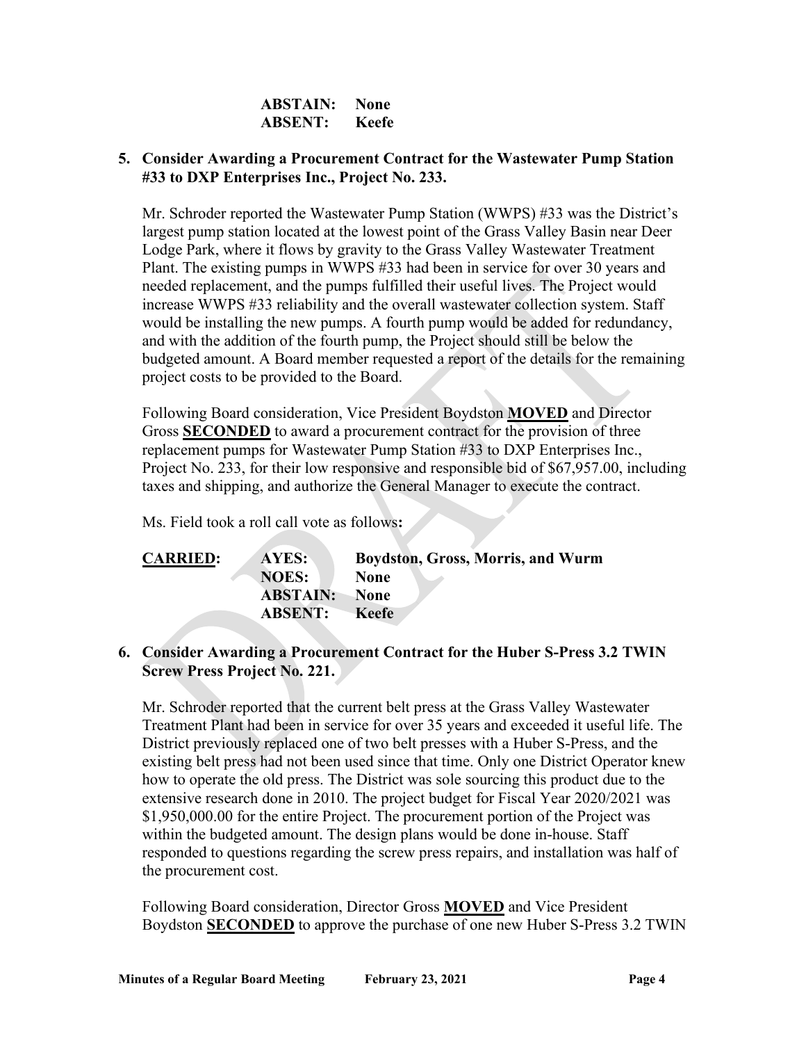**ABSTAIN:** **None**
**ABSENT:** **Keefe**

**5. Consider Awarding a Procurement Contract for the Wastewater Pump Station #33 to DXP Enterprises Inc., Project No. 233.**

Mr. Schroder reported the Wastewater Pump Station (WWPS) #33 was the District's largest pump station located at the lowest point of the Grass Valley Basin near Deer Lodge Park, where it flows by gravity to the Grass Valley Wastewater Treatment Plant. The existing pumps in WWPS #33 had been in service for over 30 years and needed replacement, and the pumps fulfilled their useful lives. The Project would increase WWPS #33 reliability and the overall wastewater collection system. Staff would be installing the new pumps. A fourth pump would be added for redundancy, and with the addition of the fourth pump, the Project should still be below the budgeted amount. A Board member requested a report of the details for the remaining project costs to be provided to the Board.

Following Board consideration, Vice President Boydston **MOVED** and Director Gross **SECONDED** to award a procurement contract for the provision of three replacement pumps for Wastewater Pump Station #33 to DXP Enterprises Inc., Project No. 233, for their low responsive and responsible bid of $67,957.00, including taxes and shipping, and authorize the General Manager to execute the contract.

Ms. Field took a roll call vote as follows**:**

| **CARRIED:** | **AYES:** | **Boydston, Gross, Morris, and Wurm** |
|---|---|---|
| | **NOES:** | **None** |
| | **ABSTAIN:** | **None** |
| | **ABSENT:** | **Keefe** |

**6. Consider Awarding a Procurement Contract for the Huber S-Press 3.2 TWIN Screw Press Project No. 221.**

Mr. Schroder reported that the current belt press at the Grass Valley Wastewater Treatment Plant had been in service for over 35 years and exceeded it useful life. The District previously replaced one of two belt presses with a Huber S-Press, and the existing belt press had not been used since that time. Only one District Operator knew how to operate the old press. The District was sole sourcing this product due to the extensive research done in 2010. The project budget for Fiscal Year 2020/2021 was $1,950,000.00 for the entire Project. The procurement portion of the Project was within the budgeted amount. The design plans would be done in-house. Staff responded to questions regarding the screw press repairs, and installation was half of the procurement cost.

Following Board consideration, Director Gross **MOVED** and Vice President Boydston **SECONDED** to approve the purchase of one new Huber S-Press 3.2 TWIN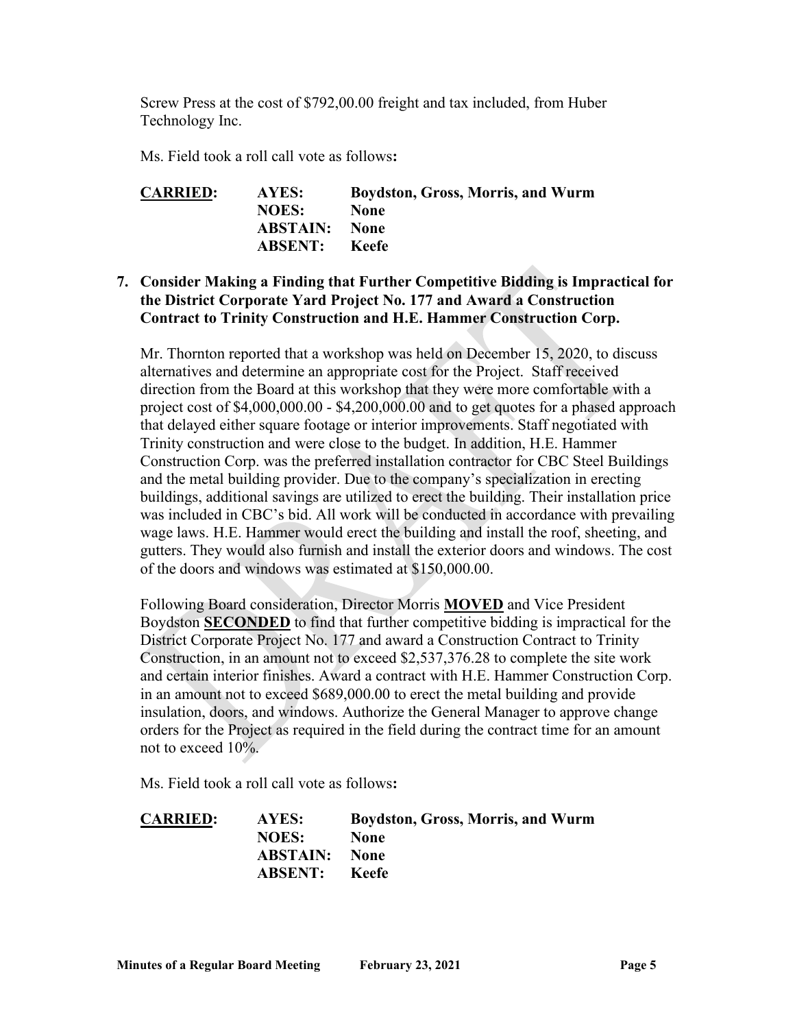Screw Press at the cost of $792,00.00 freight and tax included, from Huber Technology Inc.

Ms. Field took a roll call vote as follows**:**

| **CARRIED:** | **AYES:** | **Boydston, Gross, Morris, and Wurm** |
|---|---|---|
| | **NOES:** | **None** |
| | **ABSTAIN:** | **None** |
| | **ABSENT:** | **Keefe** |

**7. Consider Making a Finding that Further Competitive Bidding is Impractical for the District Corporate Yard Project No. 177 and Award a Construction Contract to Trinity Construction and H.E. Hammer Construction Corp.**

Mr. Thornton reported that a workshop was held on December 15, 2020, to discuss alternatives and determine an appropriate cost for the Project. Staff received direction from the Board at this workshop that they were more comfortable with a project cost of $4,000,000.00 - $4,200,000.00 and to get quotes for a phased approach that delayed either square footage or interior improvements. Staff negotiated with Trinity construction and were close to the budget. In addition, H.E. Hammer Construction Corp. was the preferred installation contractor for CBC Steel Buildings and the metal building provider. Due to the company's specialization in erecting buildings, additional savings are utilized to erect the building. Their installation price was included in CBC's bid. All work will be conducted in accordance with prevailing wage laws. H.E. Hammer would erect the building and install the roof, sheeting, and gutters. They would also furnish and install the exterior doors and windows. The cost of the doors and windows was estimated at $150,000.00.

Following Board consideration, Director Morris **MOVED** and Vice President Boydston **SECONDED** to find that further competitive bidding is impractical for the District Corporate Project No. 177 and award a Construction Contract to Trinity Construction, in an amount not to exceed $2,537,376.28 to complete the site work and certain interior finishes. Award a contract with H.E. Hammer Construction Corp. in an amount not to exceed $689,000.00 to erect the metal building and provide insulation, doors, and windows. Authorize the General Manager to approve change orders for the Project as required in the field during the contract time for an amount not to exceed 10%.

Ms. Field took a roll call vote as follows**:**

| **CARRIED:** | **AYES:** | **Boydston, Gross, Morris, and Wurm** |
|---|---|---|
| | **NOES:** | **None** |
| | **ABSTAIN:** | **None** |
| | **ABSENT:** | **Keefe** |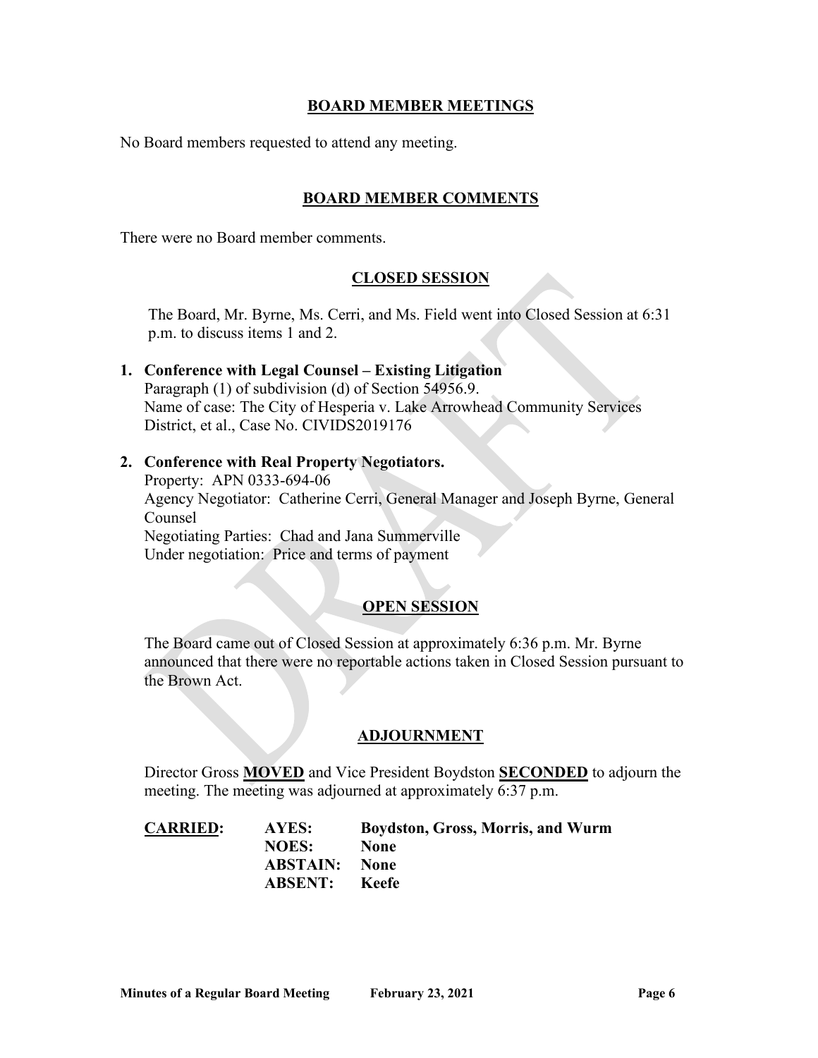## BOARD MEMBER MEETINGS

No Board members requested to attend any meeting.

## BOARD MEMBER COMMENTS

There were no Board member comments.

## CLOSED SESSION

The Board, Mr. Byrne, Ms. Cerri, and Ms. Field went into Closed Session at 6:31 p.m. to discuss items 1 and 2.

1. **Conference with Legal Counsel – Existing Litigation**
   Paragraph (1) of subdivision (d) of Section 54956.9.
   Name of case: The City of Hesperia v. Lake Arrowhead Community Services District, et al., Case No. CIVIDS2019176

2. **Conference with Real Property Negotiators.**
   Property: APN 0333-694-06
   Agency Negotiator: Catherine Cerri, General Manager and Joseph Byrne, General Counsel
   Negotiating Parties: Chad and Jana Summerville
   Under negotiation: Price and terms of payment

## OPEN SESSION

The Board came out of Closed Session at approximately 6:36 p.m. Mr. Byrne announced that there were no reportable actions taken in Closed Session pursuant to the Brown Act.

## ADJOURNMENT

Director Gross **MOVED** and Vice President Boydston **SECONDED** to adjourn the meeting. The meeting was adjourned at approximately 6:37 p.m.

| **CARRIED:** | **AYES:** | **Boydston, Gross, Morris, and Wurm** |
|---|---|---|
| | **NOES:** | **None** |
| | **ABSTAIN:** | **None** |
| | **ABSENT:** | **Keefe** |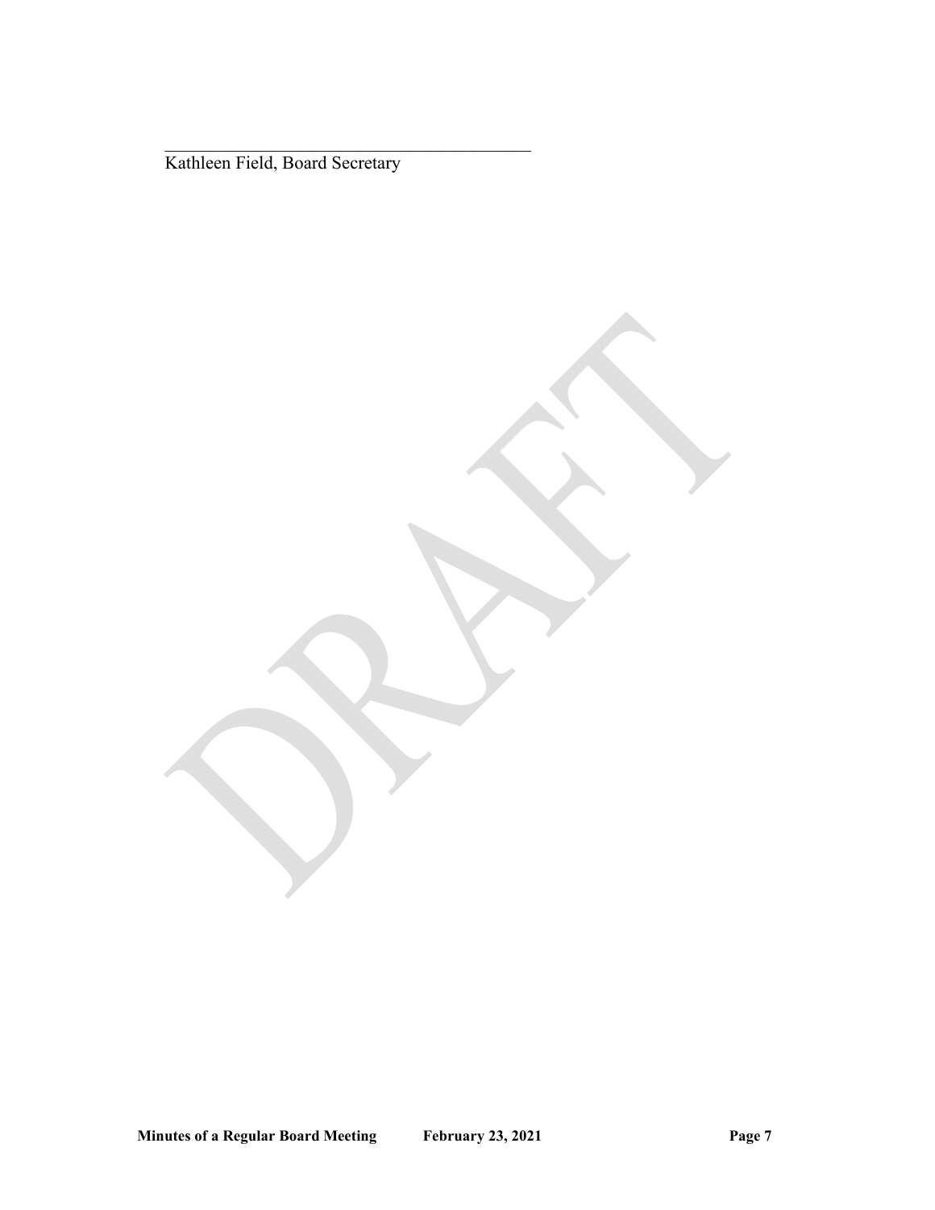\_\_\_\_\_\_\_\_\_\_\_\_\_\_\_\_\_\_\_\_\_\_\_\_\_\_\_\_\_\_\_\_\_\_\_\_\_\_\_\_

Kathleen Field, Board Secretary